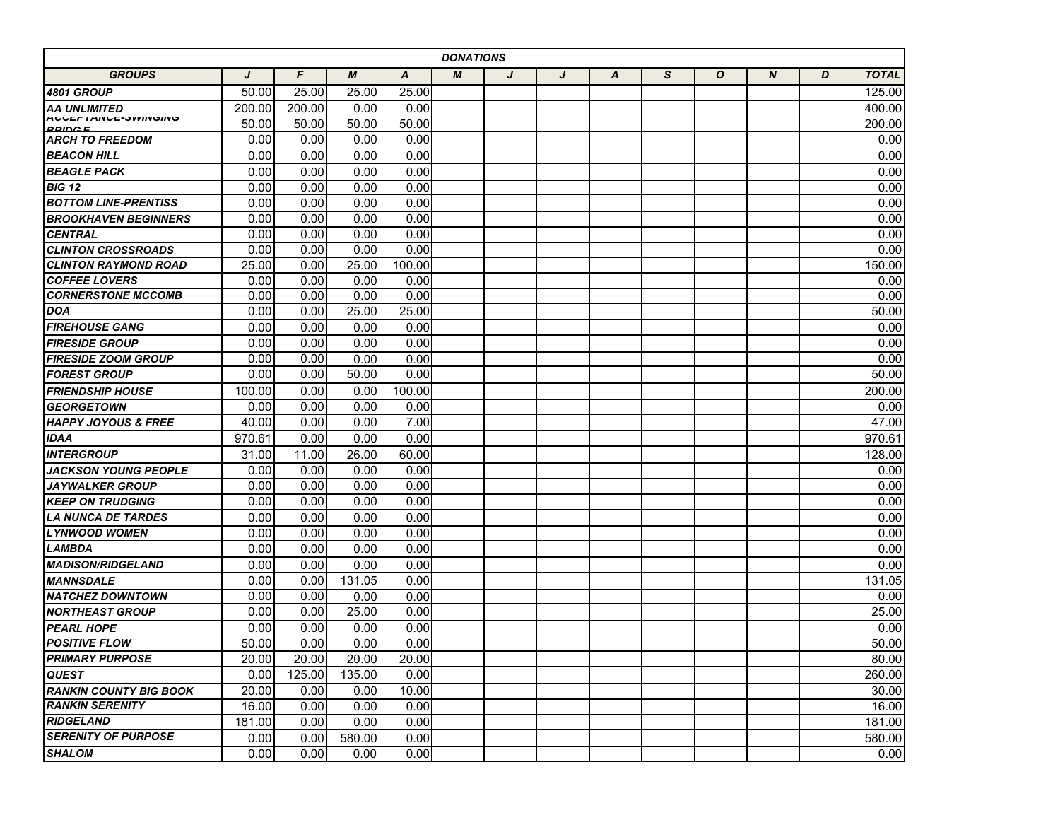| DONATIONS | | | | | | | | | | | | | |
|---|---|---|---|---|---|---|---|---|---|---|---|---|---|
| **GROUPS** | **J** | **F** | **M** | **A** | **M** | **J** | **J** | **A** | **S** | **O** | **N** | **D** | **TOTAL** |
| **4801 GROUP** | 50.00 | 25.00 | 25.00 | 25.00 | | | | | | | | | 125.00 |
| **AA UNLIMITED** | 200.00 | 200.00 | 0.00 | 0.00 | | | | | | | | | 400.00 |
| **ACCEPTANCE-SWINGING BRIDGE** | 50.00 | 50.00 | 50.00 | 50.00 | | | | | | | | | 200.00 |
| **ARCH TO FREEDOM** | 0.00 | 0.00 | 0.00 | 0.00 | | | | | | | | | 0.00 |
| **BEACON HILL** | 0.00 | 0.00 | 0.00 | 0.00 | | | | | | | | | 0.00 |
| **BEAGLE PACK** | 0.00 | 0.00 | 0.00 | 0.00 | | | | | | | | | 0.00 |
| **BIG 12** | 0.00 | 0.00 | 0.00 | 0.00 | | | | | | | | | 0.00 |
| **BOTTOM LINE-PRENTISS** | 0.00 | 0.00 | 0.00 | 0.00 | | | | | | | | | 0.00 |
| **BROOKHAVEN BEGINNERS** | 0.00 | 0.00 | 0.00 | 0.00 | | | | | | | | | 0.00 |
| **CENTRAL** | 0.00 | 0.00 | 0.00 | 0.00 | | | | | | | | | 0.00 |
| **CLINTON CROSSROADS** | 0.00 | 0.00 | 0.00 | 0.00 | | | | | | | | | 0.00 |
| **CLINTON RAYMOND ROAD** | 25.00 | 0.00 | 25.00 | 100.00 | | | | | | | | | 150.00 |
| **COFFEE LOVERS** | 0.00 | 0.00 | 0.00 | 0.00 | | | | | | | | | 0.00 |
| **CORNERSTONE MCCOMB** | 0.00 | 0.00 | 0.00 | 0.00 | | | | | | | | | 0.00 |
| **DOA** | 0.00 | 0.00 | 25.00 | 25.00 | | | | | | | | | 50.00 |
| **FIREHOUSE GANG** | 0.00 | 0.00 | 0.00 | 0.00 | | | | | | | | | 0.00 |
| **FIRESIDE GROUP** | 0.00 | 0.00 | 0.00 | 0.00 | | | | | | | | | 0.00 |
| **FIRESIDE ZOOM GROUP** | 0.00 | 0.00 | 0.00 | 0.00 | | | | | | | | | 0.00 |
| **FOREST GROUP** | 0.00 | 0.00 | 50.00 | 0.00 | | | | | | | | | 50.00 |
| **FRIENDSHIP HOUSE** | 100.00 | 0.00 | 0.00 | 100.00 | | | | | | | | | 200.00 |
| **GEORGETOWN** | 0.00 | 0.00 | 0.00 | 0.00 | | | | | | | | | 0.00 |
| **HAPPY JOYOUS & FREE** | 40.00 | 0.00 | 0.00 | 7.00 | | | | | | | | | 47.00 |
| **IDAA** | 970.61 | 0.00 | 0.00 | 0.00 | | | | | | | | | 970.61 |
| **INTERGROUP** | 31.00 | 11.00 | 26.00 | 60.00 | | | | | | | | | 128.00 |
| **JACKSON YOUNG PEOPLE** | 0.00 | 0.00 | 0.00 | 0.00 | | | | | | | | | 0.00 |
| **JAYWALKER GROUP** | 0.00 | 0.00 | 0.00 | 0.00 | | | | | | | | | 0.00 |
| **KEEP ON TRUDGING** | 0.00 | 0.00 | 0.00 | 0.00 | | | | | | | | | 0.00 |
| **LA NUNCA DE TARDES** | 0.00 | 0.00 | 0.00 | 0.00 | | | | | | | | | 0.00 |
| **LYNWOOD WOMEN** | 0.00 | 0.00 | 0.00 | 0.00 | | | | | | | | | 0.00 |
| **LAMBDA** | 0.00 | 0.00 | 0.00 | 0.00 | | | | | | | | | 0.00 |
| **MADISON/RIDGELAND** | 0.00 | 0.00 | 0.00 | 0.00 | | | | | | | | | 0.00 |
| **MANNSDALE** | 0.00 | 0.00 | 131.05 | 0.00 | | | | | | | | | 131.05 |
| **NATCHEZ DOWNTOWN** | 0.00 | 0.00 | 0.00 | 0.00 | | | | | | | | | 0.00 |
| **NORTHEAST GROUP** | 0.00 | 0.00 | 25.00 | 0.00 | | | | | | | | | 25.00 |
| **PEARL HOPE** | 0.00 | 0.00 | 0.00 | 0.00 | | | | | | | | | 0.00 |
| **POSITIVE FLOW** | 50.00 | 0.00 | 0.00 | 0.00 | | | | | | | | | 50.00 |
| **PRIMARY PURPOSE** | 20.00 | 20.00 | 20.00 | 20.00 | | | | | | | | | 80.00 |
| **QUEST** | 0.00 | 125.00 | 135.00 | 0.00 | | | | | | | | | 260.00 |
| **RANKIN COUNTY BIG BOOK** | 20.00 | 0.00 | 0.00 | 10.00 | | | | | | | | | 30.00 |
| **RANKIN SERENITY** | 16.00 | 0.00 | 0.00 | 0.00 | | | | | | | | | 16.00 |
| **RIDGELAND** | 181.00 | 0.00 | 0.00 | 0.00 | | | | | | | | | 181.00 |
| **SERENITY OF PURPOSE** | 0.00 | 0.00 | 580.00 | 0.00 | | | | | | | | | 580.00 |
| **SHALOM** | 0.00 | 0.00 | 0.00 | 0.00 | | | | | | | | | 0.00 |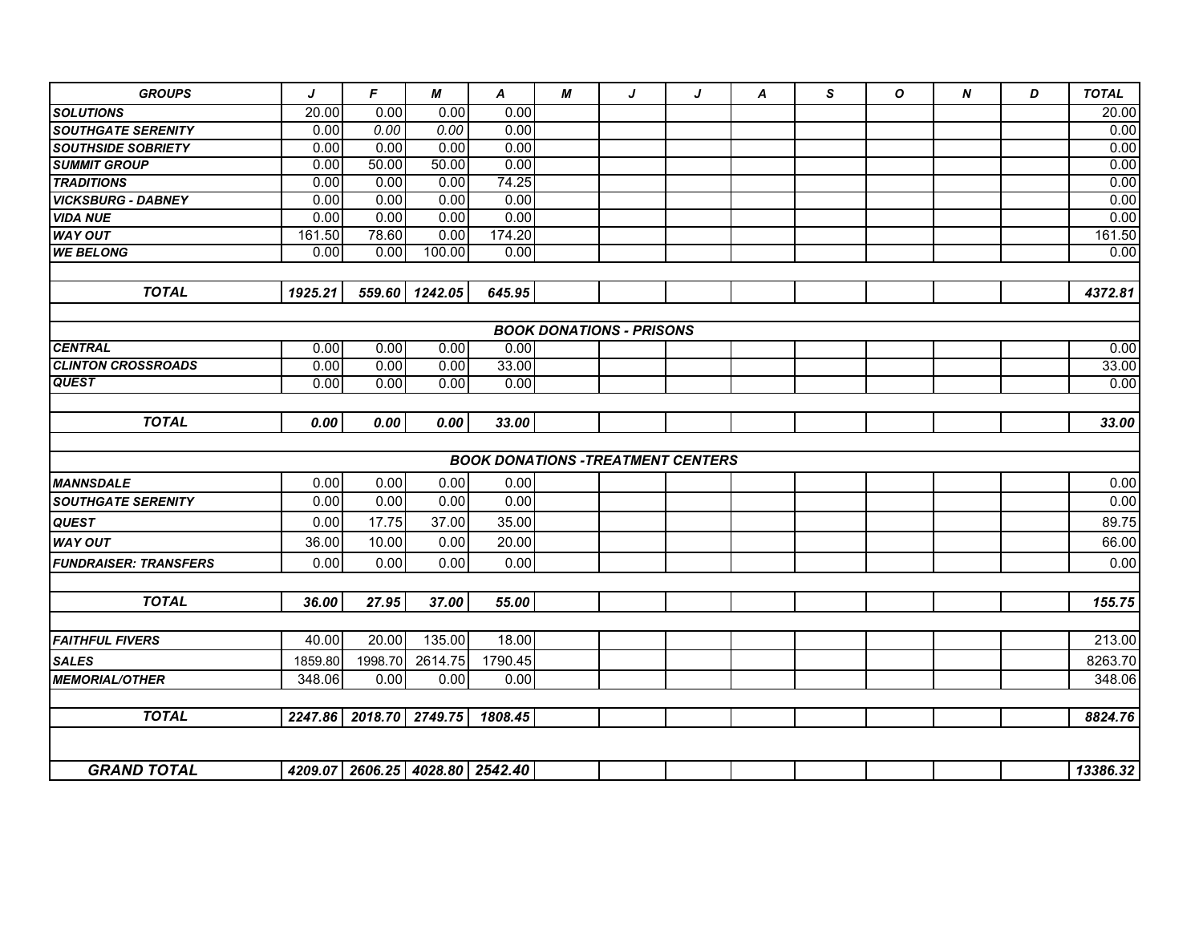| GROUPS | J | F | M | A | M | J | J | A | S | O | N | D | TOTAL |
|---|---|---|---|---|---|---|---|---|---|---|---|---|---|
| ***SOLUTIONS*** | 20.00 | 0.00 | 0.00 | 0.00 | | | | | | | | | 20.00 |
| ***SOUTHGATE SERENITY*** | 0.00 | *0.00* | *0.00* | 0.00 | | | | | | | | | 0.00 |
| ***SOUTHSIDE SOBRIETY*** | 0.00 | 0.00 | 0.00 | 0.00 | | | | | | | | | 0.00 |
| ***SUMMIT GROUP*** | 0.00 | 50.00 | 50.00 | 0.00 | | | | | | | | | 0.00 |
| ***TRADITIONS*** | 0.00 | 0.00 | 0.00 | 74.25 | | | | | | | | | 0.00 |
| ***VICKSBURG - DABNEY*** | 0.00 | 0.00 | 0.00 | 0.00 | | | | | | | | | 0.00 |
| ***VIDA NUE*** | 0.00 | 0.00 | 0.00 | 0.00 | | | | | | | | | 0.00 |
| ***WAY OUT*** | 161.50 | 78.60 | 0.00 | 174.20 | | | | | | | | | 161.50 |
| ***WE BELONG*** | 0.00 | 0.00 | 100.00 | 0.00 | | | | | | | | | 0.00 |
| | | | | | | | | | | | | | |
| ***TOTAL*** | ***1925.21*** | ***559.60*** | ***1242.05*** | ***645.95*** | | | | | | | | | ***4372.81*** |
| | | | | | | | | | | | | | |
| ***BOOK DONATIONS - PRISONS*** | | | | | | | | | | | | | |
| ***CENTRAL*** | 0.00 | 0.00 | 0.00 | 0.00 | | | | | | | | | 0.00 |
| ***CLINTON CROSSROADS*** | 0.00 | 0.00 | 0.00 | 33.00 | | | | | | | | | 33.00 |
| ***QUEST*** | 0.00 | 0.00 | 0.00 | 0.00 | | | | | | | | | 0.00 |
| | | | | | | | | | | | | | |
| ***TOTAL*** | ***0.00*** | ***0.00*** | ***0.00*** | ***33.00*** | | | | | | | | | ***33.00*** |
| | | | | | | | | | | | | | |
| ***BOOK DONATIONS -TREATMENT CENTERS*** | | | | | | | | | | | | | |
| ***MANNSDALE*** | 0.00 | 0.00 | 0.00 | 0.00 | | | | | | | | | 0.00 |
| ***SOUTHGATE SERENITY*** | 0.00 | 0.00 | 0.00 | 0.00 | | | | | | | | | 0.00 |
| ***QUEST*** | 0.00 | 17.75 | 37.00 | 35.00 | | | | | | | | | 89.75 |
| ***WAY OUT*** | 36.00 | 10.00 | 0.00 | 20.00 | | | | | | | | | 66.00 |
| ***FUNDRAISER: TRANSFERS*** | 0.00 | 0.00 | 0.00 | 0.00 | | | | | | | | | 0.00 |
| | | | | | | | | | | | | | |
| ***TOTAL*** | ***36.00*** | ***27.95*** | ***37.00*** | ***55.00*** | | | | | | | | | ***155.75*** |
| | | | | | | | | | | | | | |
| ***FAITHFUL FIVERS*** | 40.00 | 20.00 | 135.00 | 18.00 | | | | | | | | | 213.00 |
| ***SALES*** | 1859.80 | 1998.70 | 2614.75 | 1790.45 | | | | | | | | | 8263.70 |
| ***MEMORIAL/OTHER*** | 348.06 | 0.00 | 0.00 | 0.00 | | | | | | | | | 348.06 |
| | | | | | | | | | | | | | |
| ***TOTAL*** | ***2247.86*** | ***2018.70*** | ***2749.75*** | ***1808.45*** | | | | | | | | | ***8824.76*** |
| | | | | | | | | | | | | | |
| ***GRAND TOTAL*** | ***4209.07*** | ***2606.25*** | ***4028.80*** | ***2542.40*** | | | | | | | | | ***13386.32*** |